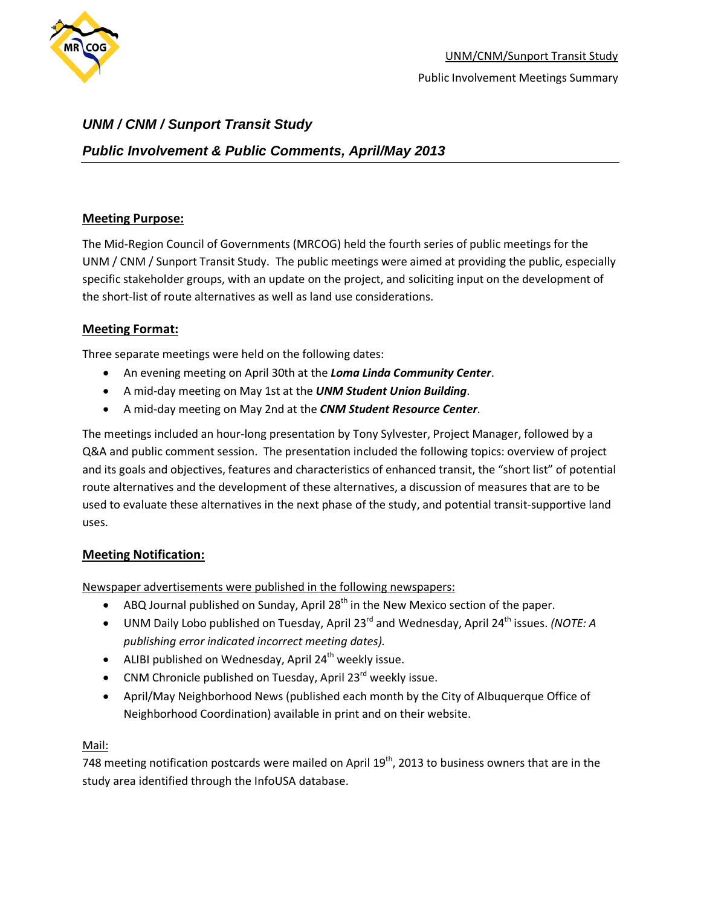# *UNM / CNM / Sunport Transit Study*

## *Public Involvement & Public Comments, April/May 2013*

### Meeting Purpose:

The Mid-Region Council of Governments (MRCOG) held the fourth series of public meetings for the UNM / CNM / Sunport Transit Study. The public meetings were aimed at providing the public, especially specific stakeholder groups, with an update on the project, and soliciting input on the development of the short-list of route alternatives as well as land use considerations.

### Meeting Format:

Three separate meetings were held on the following dates:

- An evening meeting on April 30th at the ***Loma Linda Community Center***.
- A mid-day meeting on May 1st at the ***UNM Student Union Building***.
- A mid-day meeting on May 2nd at the ***CNM Student Resource Center***.

The meetings included an hour-long presentation by Tony Sylvester, Project Manager, followed by a Q&A and public comment session. The presentation included the following topics: overview of project and its goals and objectives, features and characteristics of enhanced transit, the "short list" of potential route alternatives and the development of these alternatives, a discussion of measures that are to be used to evaluate these alternatives in the next phase of the study, and potential transit-supportive land uses.

### Meeting Notification:

Newspaper advertisements were published in the following newspapers:

- ABQ Journal published on Sunday, April 28th in the New Mexico section of the paper.
- UNM Daily Lobo published on Tuesday, April 23rd and Wednesday, April 24th issues. *(NOTE: A publishing error indicated incorrect meeting dates).*
- ALIBI published on Wednesday, April 24th weekly issue.
- CNM Chronicle published on Tuesday, April 23rd weekly issue.
- April/May Neighborhood News (published each month by the City of Albuquerque Office of Neighborhood Coordination) available in print and on their website.

Mail:

748 meeting notification postcards were mailed on April 19th, 2013 to business owners that are in the study area identified through the InfoUSA database.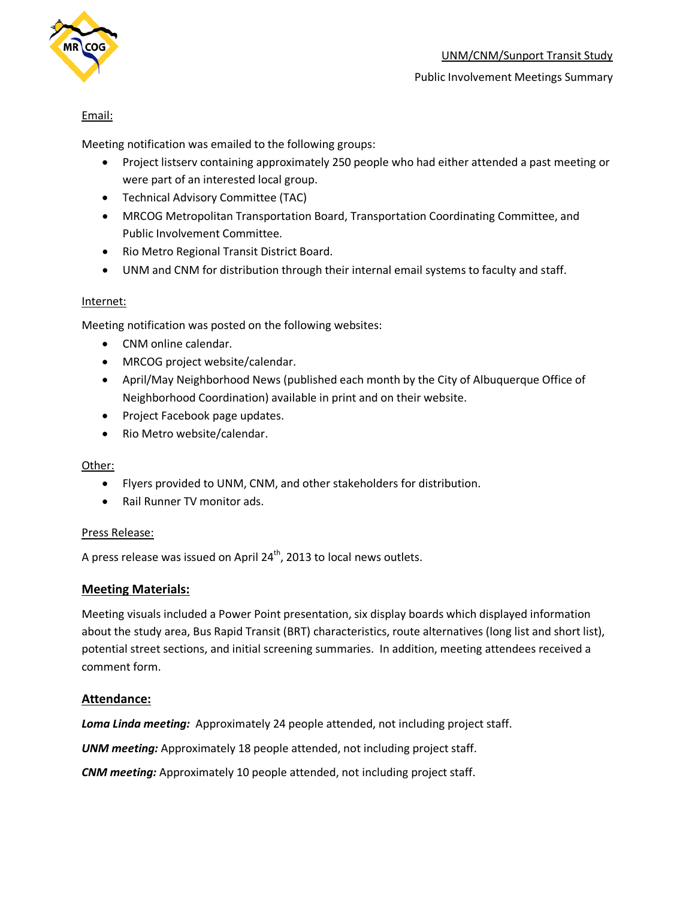Email:

Meeting notification was emailed to the following groups:

- Project listserv containing approximately 250 people who had either attended a past meeting or were part of an interested local group.
- Technical Advisory Committee (TAC)
- MRCOG Metropolitan Transportation Board, Transportation Coordinating Committee, and Public Involvement Committee.
- Rio Metro Regional Transit District Board.
- UNM and CNM for distribution through their internal email systems to faculty and staff.

Internet:

Meeting notification was posted on the following websites:

- CNM online calendar.
- MRCOG project website/calendar.
- April/May Neighborhood News (published each month by the City of Albuquerque Office of Neighborhood Coordination) available in print and on their website.
- Project Facebook page updates.
- Rio Metro website/calendar.

Other:

- Flyers provided to UNM, CNM, and other stakeholders for distribution.
- Rail Runner TV monitor ads.

Press Release:

A press release was issued on April 24th, 2013 to local news outlets.

## Meeting Materials:

Meeting visuals included a Power Point presentation, six display boards which displayed information about the study area, Bus Rapid Transit (BRT) characteristics, route alternatives (long list and short list), potential street sections, and initial screening summaries. In addition, meeting attendees received a comment form.

## Attendance:

***Loma Linda meeting:*** Approximately 24 people attended, not including project staff.

***UNM meeting:*** Approximately 18 people attended, not including project staff.

***CNM meeting:*** Approximately 10 people attended, not including project staff.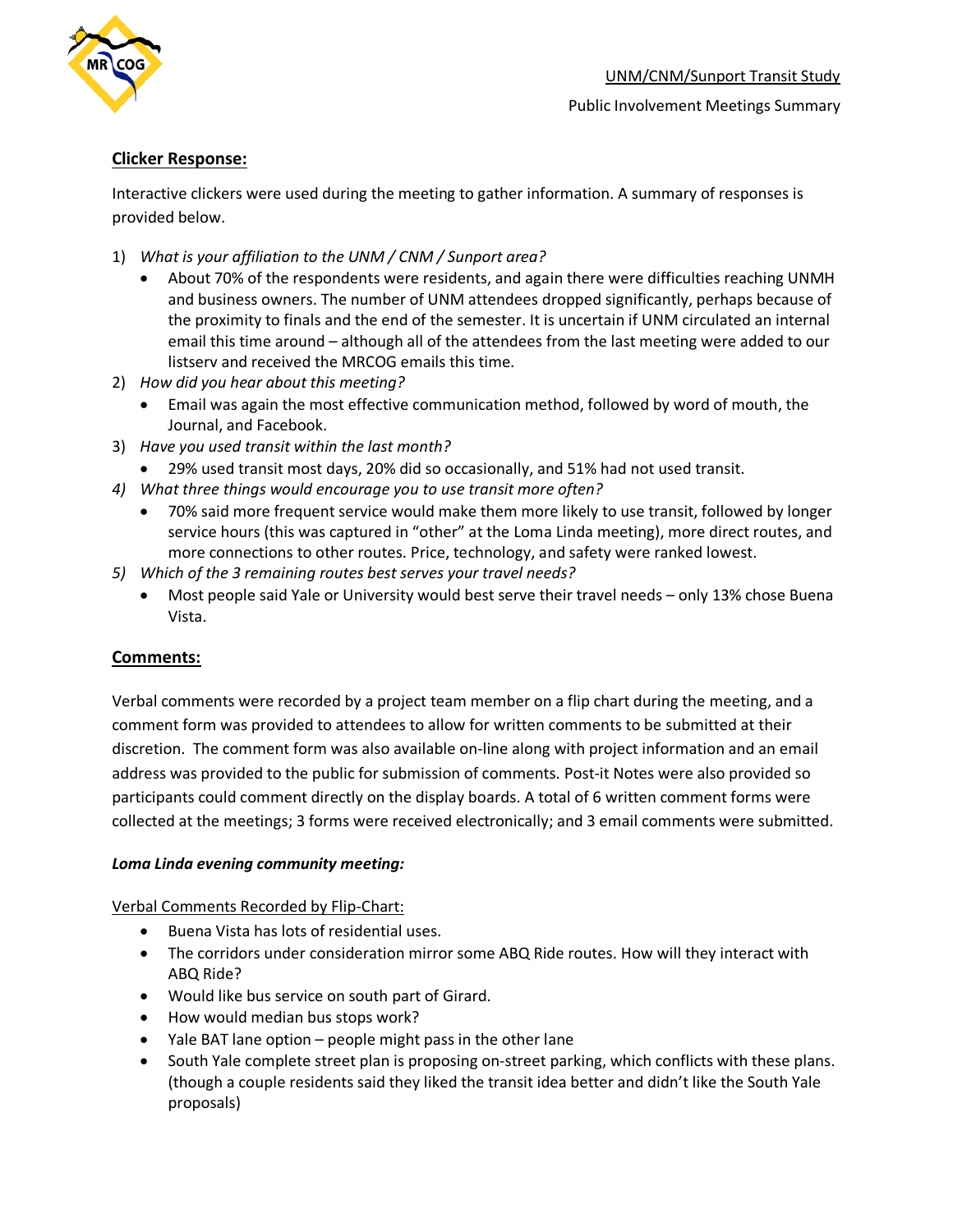**Clicker Response:**

Interactive clickers were used during the meeting to gather information. A summary of responses is provided below.

1) *What is your affiliation to the UNM / CNM / Sunport area?*
   - About 70% of the respondents were residents, and again there were difficulties reaching UNMH and business owners. The number of UNM attendees dropped significantly, perhaps because of the proximity to finals and the end of the semester. It is uncertain if UNM circulated an internal email this time around – although all of the attendees from the last meeting were added to our listserv and received the MRCOG emails this time.
2) *How did you hear about this meeting?*
   - Email was again the most effective communication method, followed by word of mouth, the Journal, and Facebook.
3) *Have you used transit within the last month?*
   - 29% used transit most days, 20% did so occasionally, and 51% had not used transit.
4) *What three things would encourage you to use transit more often?*
   - 70% said more frequent service would make them more likely to use transit, followed by longer service hours (this was captured in "other" at the Loma Linda meeting), more direct routes, and more connections to other routes. Price, technology, and safety were ranked lowest.
5) *Which of the 3 remaining routes best serves your travel needs?*
   - Most people said Yale or University would best serve their travel needs – only 13% chose Buena Vista.

**Comments:**

Verbal comments were recorded by a project team member on a flip chart during the meeting, and a comment form was provided to attendees to allow for written comments to be submitted at their discretion. The comment form was also available on-line along with project information and an email address was provided to the public for submission of comments. Post-it Notes were also provided so participants could comment directly on the display boards. A total of 6 written comment forms were collected at the meetings; 3 forms were received electronically; and 3 email comments were submitted.

***Loma Linda evening community meeting:***

Verbal Comments Recorded by Flip-Chart:

- Buena Vista has lots of residential uses.
- The corridors under consideration mirror some ABQ Ride routes. How will they interact with ABQ Ride?
- Would like bus service on south part of Girard.
- How would median bus stops work?
- Yale BAT lane option – people might pass in the other lane
- South Yale complete street plan is proposing on-street parking, which conflicts with these plans. (though a couple residents said they liked the transit idea better and didn't like the South Yale proposals)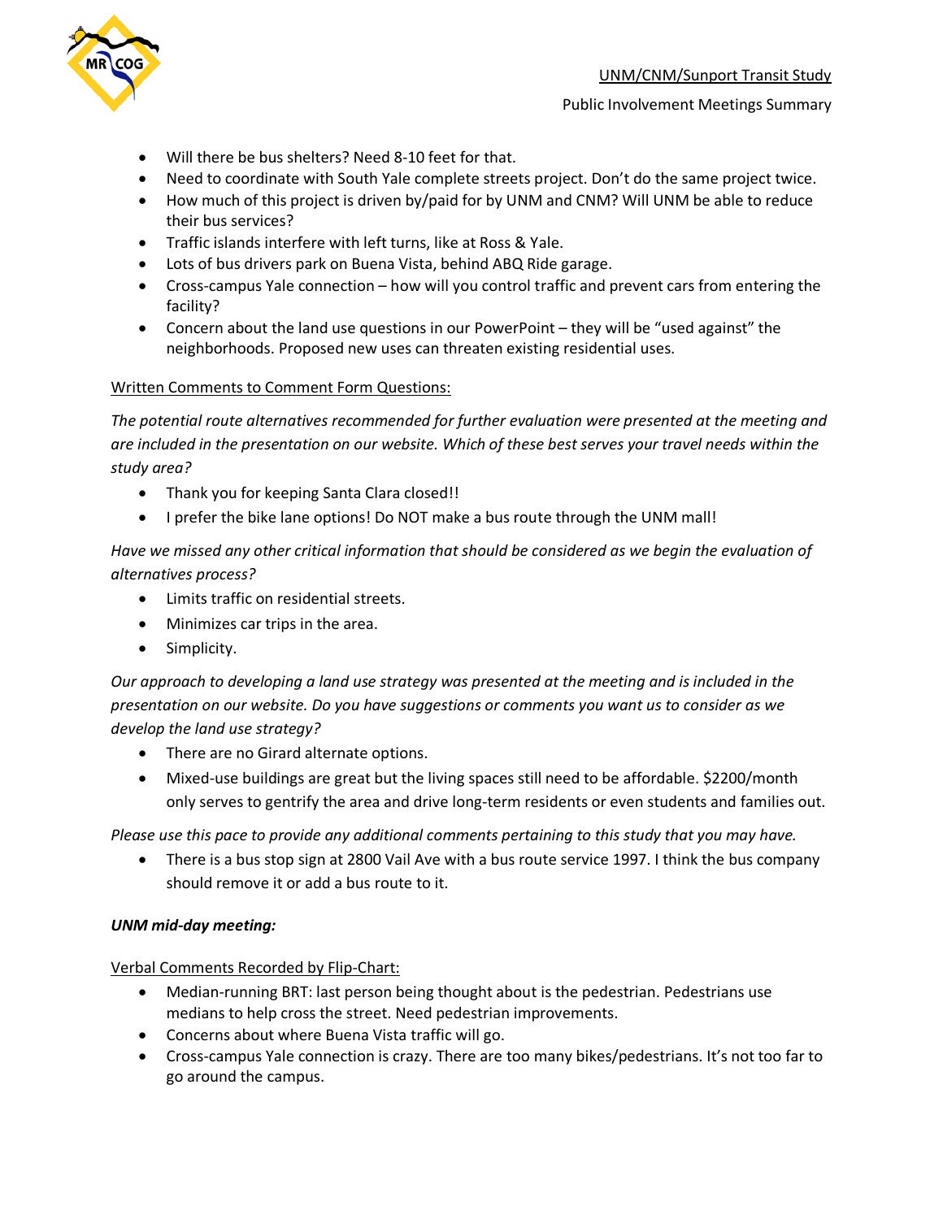- Will there be bus shelters? Need 8-10 feet for that.
- Need to coordinate with South Yale complete streets project. Don't do the same project twice.
- How much of this project is driven by/paid for by UNM and CNM? Will UNM be able to reduce their bus services?
- Traffic islands interfere with left turns, like at Ross & Yale.
- Lots of bus drivers park on Buena Vista, behind ABQ Ride garage.
- Cross-campus Yale connection – how will you control traffic and prevent cars from entering the facility?
- Concern about the land use questions in our PowerPoint – they will be "used against" the neighborhoods. Proposed new uses can threaten existing residential uses.

Written Comments to Comment Form Questions:

*The potential route alternatives recommended for further evaluation were presented at the meeting and are included in the presentation on our website. Which of these best serves your travel needs within the study area?*

- Thank you for keeping Santa Clara closed!!
- I prefer the bike lane options! Do NOT make a bus route through the UNM mall!

*Have we missed any other critical information that should be considered as we begin the evaluation of alternatives process?*

- Limits traffic on residential streets.
- Minimizes car trips in the area.
- Simplicity.

*Our approach to developing a land use strategy was presented at the meeting and is included in the presentation on our website. Do you have suggestions or comments you want us to consider as we develop the land use strategy?*

- There are no Girard alternate options.
- Mixed-use buildings are great but the living spaces still need to be affordable. $2200/month only serves to gentrify the area and drive long-term residents or even students and families out.

*Please use this pace to provide any additional comments pertaining to this study that you may have.*

- There is a bus stop sign at 2800 Vail Ave with a bus route service 1997. I think the bus company should remove it or add a bus route to it.

***UNM mid-day meeting:***

Verbal Comments Recorded by Flip-Chart:

- Median-running BRT: last person being thought about is the pedestrian. Pedestrians use medians to help cross the street. Need pedestrian improvements.
- Concerns about where Buena Vista traffic will go.
- Cross-campus Yale connection is crazy. There are too many bikes/pedestrians. It's not too far to go around the campus.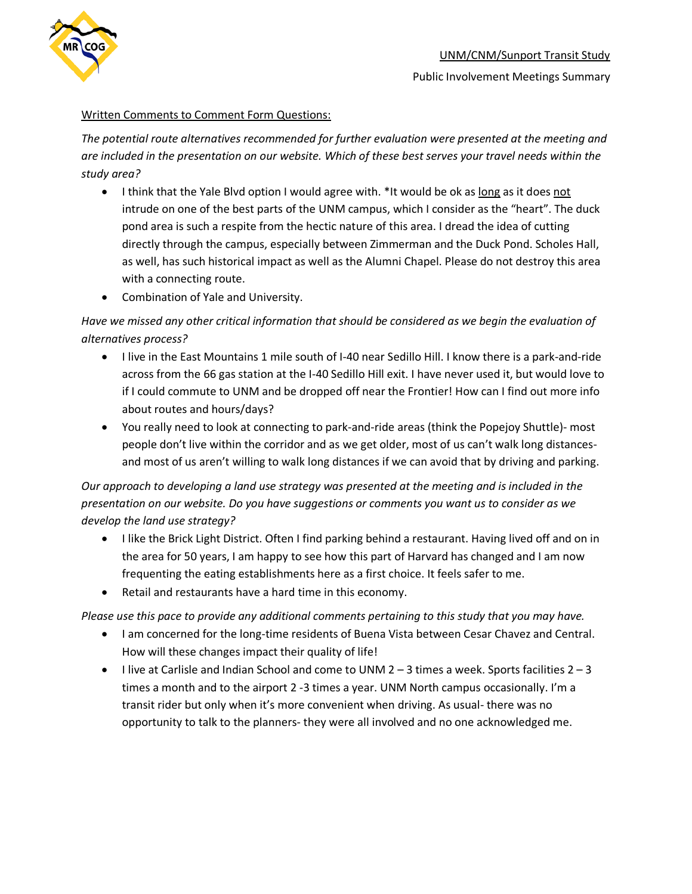Written Comments to Comment Form Questions:

*The potential route alternatives recommended for further evaluation were presented at the meeting and are included in the presentation on our website. Which of these best serves your travel needs within the study area?*

- I think that the Yale Blvd option I would agree with. *It would be ok as long as it does not intrude on one of the best parts of the UNM campus, which I consider as the "heart". The duck pond area is such a respite from the hectic nature of this area. I dread the idea of cutting directly through the campus, especially between Zimmerman and the Duck Pond. Scholes Hall, as well, has such historical impact as well as the Alumni Chapel. Please do not destroy this area with a connecting route.
- Combination of Yale and University.

*Have we missed any other critical information that should be considered as we begin the evaluation of alternatives process?*

- I live in the East Mountains 1 mile south of I-40 near Sedillo Hill. I know there is a park-and-ride across from the 66 gas station at the I-40 Sedillo Hill exit. I have never used it, but would love to if I could commute to UNM and be dropped off near the Frontier! How can I find out more info about routes and hours/days?
- You really need to look at connecting to park-and-ride areas (think the Popejoy Shuttle)- most people don't live within the corridor and as we get older, most of us can't walk long distances- and most of us aren't willing to walk long distances if we can avoid that by driving and parking.

*Our approach to developing a land use strategy was presented at the meeting and is included in the presentation on our website. Do you have suggestions or comments you want us to consider as we develop the land use strategy?*

- I like the Brick Light District. Often I find parking behind a restaurant. Having lived off and on in the area for 50 years, I am happy to see how this part of Harvard has changed and I am now frequenting the eating establishments here as a first choice. It feels safer to me.
- Retail and restaurants have a hard time in this economy.

*Please use this pace to provide any additional comments pertaining to this study that you may have.*

- I am concerned for the long-time residents of Buena Vista between Cesar Chavez and Central. How will these changes impact their quality of life!
- I live at Carlisle and Indian School and come to UNM 2 – 3 times a week. Sports facilities 2 – 3 times a month and to the airport 2 -3 times a year. UNM North campus occasionally. I'm a transit rider but only when it's more convenient when driving. As usual- there was no opportunity to talk to the planners- they were all involved and no one acknowledged me.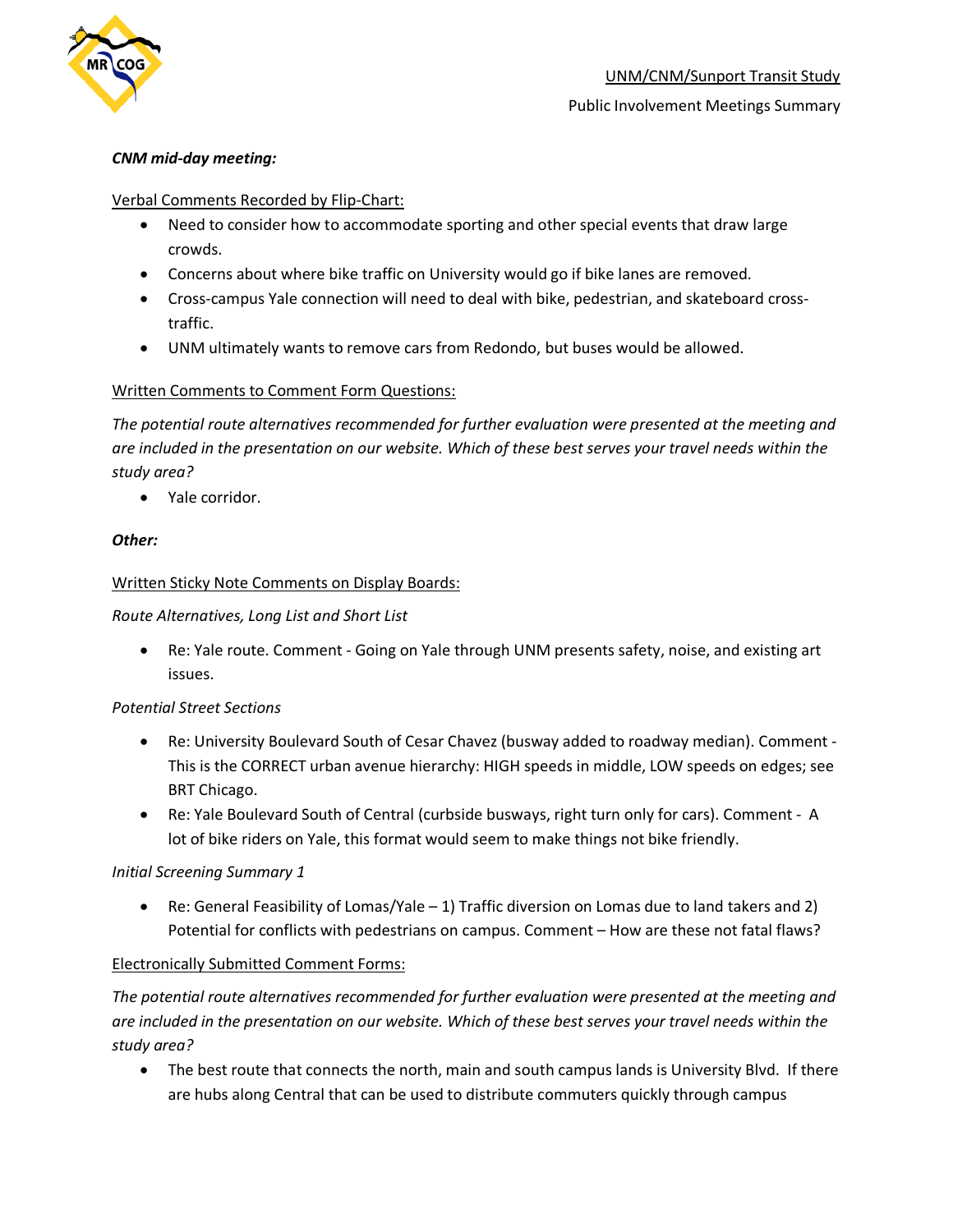***CNM mid-day meeting:***

Verbal Comments Recorded by Flip-Chart:

- Need to consider how to accommodate sporting and other special events that draw large crowds.
- Concerns about where bike traffic on University would go if bike lanes are removed.
- Cross-campus Yale connection will need to deal with bike, pedestrian, and skateboard cross-traffic.
- UNM ultimately wants to remove cars from Redondo, but buses would be allowed.

Written Comments to Comment Form Questions:

*The potential route alternatives recommended for further evaluation were presented at the meeting and are included in the presentation on our website. Which of these best serves your travel needs within the study area?*

- Yale corridor.

***Other:***

Written Sticky Note Comments on Display Boards:

*Route Alternatives, Long List and Short List*

- Re: Yale route. Comment - Going on Yale through UNM presents safety, noise, and existing art issues.

*Potential Street Sections*

- Re: University Boulevard South of Cesar Chavez (busway added to roadway median). Comment - This is the CORRECT urban avenue hierarchy: HIGH speeds in middle, LOW speeds on edges; see BRT Chicago.
- Re: Yale Boulevard South of Central (curbside busways, right turn only for cars). Comment - A lot of bike riders on Yale, this format would seem to make things not bike friendly.

*Initial Screening Summary 1*

- Re: General Feasibility of Lomas/Yale – 1) Traffic diversion on Lomas due to land takers and 2) Potential for conflicts with pedestrians on campus. Comment – How are these not fatal flaws?

Electronically Submitted Comment Forms:

*The potential route alternatives recommended for further evaluation were presented at the meeting and are included in the presentation on our website. Which of these best serves your travel needs within the study area?*

- The best route that connects the north, main and south campus lands is University Blvd. If there are hubs along Central that can be used to distribute commuters quickly through campus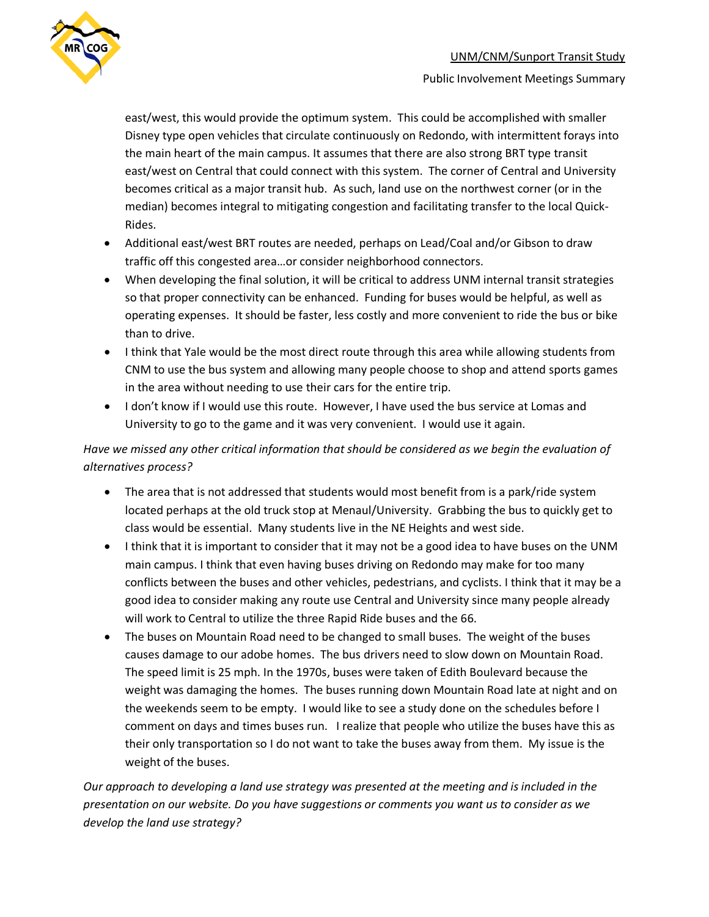east/west, this would provide the optimum system. This could be accomplished with smaller Disney type open vehicles that circulate continuously on Redondo, with intermittent forays into the main heart of the main campus. It assumes that there are also strong BRT type transit east/west on Central that could connect with this system. The corner of Central and University becomes critical as a major transit hub. As such, land use on the northwest corner (or in the median) becomes integral to mitigating congestion and facilitating transfer to the local Quick-Rides.

- Additional east/west BRT routes are needed, perhaps on Lead/Coal and/or Gibson to draw traffic off this congested area…or consider neighborhood connectors.
- When developing the final solution, it will be critical to address UNM internal transit strategies so that proper connectivity can be enhanced. Funding for buses would be helpful, as well as operating expenses. It should be faster, less costly and more convenient to ride the bus or bike than to drive.
- I think that Yale would be the most direct route through this area while allowing students from CNM to use the bus system and allowing many people choose to shop and attend sports games in the area without needing to use their cars for the entire trip.
- I don't know if I would use this route. However, I have used the bus service at Lomas and University to go to the game and it was very convenient. I would use it again.

*Have we missed any other critical information that should be considered as we begin the evaluation of alternatives process?*

- The area that is not addressed that students would most benefit from is a park/ride system located perhaps at the old truck stop at Menaul/University. Grabbing the bus to quickly get to class would be essential. Many students live in the NE Heights and west side.
- I think that it is important to consider that it may not be a good idea to have buses on the UNM main campus. I think that even having buses driving on Redondo may make for too many conflicts between the buses and other vehicles, pedestrians, and cyclists. I think that it may be a good idea to consider making any route use Central and University since many people already will work to Central to utilize the three Rapid Ride buses and the 66.
- The buses on Mountain Road need to be changed to small buses. The weight of the buses causes damage to our adobe homes. The bus drivers need to slow down on Mountain Road. The speed limit is 25 mph. In the 1970s, buses were taken of Edith Boulevard because the weight was damaging the homes. The buses running down Mountain Road late at night and on the weekends seem to be empty. I would like to see a study done on the schedules before I comment on days and times buses run. I realize that people who utilize the buses have this as their only transportation so I do not want to take the buses away from them. My issue is the weight of the buses.

*Our approach to developing a land use strategy was presented at the meeting and is included in the presentation on our website. Do you have suggestions or comments you want us to consider as we develop the land use strategy?*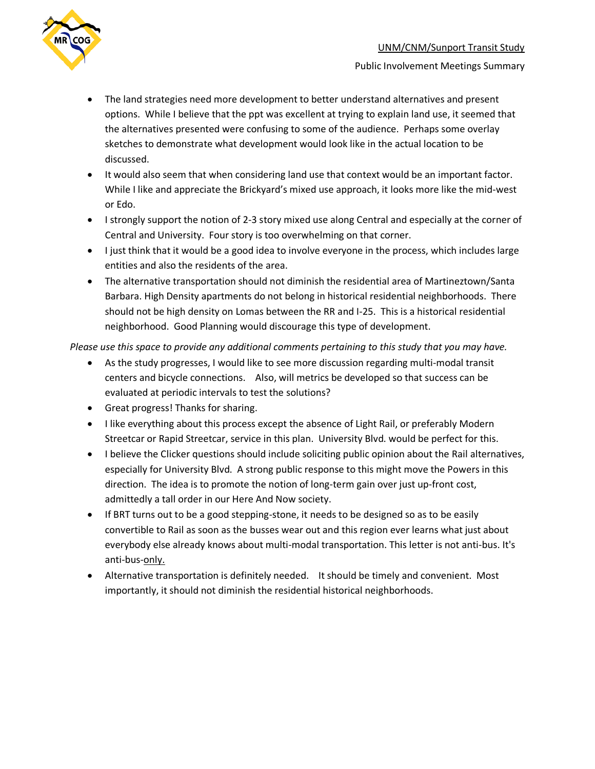- The land strategies need more development to better understand alternatives and present options. While I believe that the ppt was excellent at trying to explain land use, it seemed that the alternatives presented were confusing to some of the audience. Perhaps some overlay sketches to demonstrate what development would look like in the actual location to be discussed.
- It would also seem that when considering land use that context would be an important factor. While I like and appreciate the Brickyard's mixed use approach, it looks more like the mid-west or Edo.
- I strongly support the notion of 2-3 story mixed use along Central and especially at the corner of Central and University. Four story is too overwhelming on that corner.
- I just think that it would be a good idea to involve everyone in the process, which includes large entities and also the residents of the area.
- The alternative transportation should not diminish the residential area of Martineztown/Santa Barbara. High Density apartments do not belong in historical residential neighborhoods. There should not be high density on Lomas between the RR and I-25. This is a historical residential neighborhood. Good Planning would discourage this type of development.

*Please use this space to provide any additional comments pertaining to this study that you may have.*

- As the study progresses, I would like to see more discussion regarding multi-modal transit centers and bicycle connections. Also, will metrics be developed so that success can be evaluated at periodic intervals to test the solutions?
- Great progress! Thanks for sharing.
- I like everything about this process except the absence of Light Rail, or preferably Modern Streetcar or Rapid Streetcar, service in this plan. University Blvd. would be perfect for this.
- I believe the Clicker questions should include soliciting public opinion about the Rail alternatives, especially for University Blvd. A strong public response to this might move the Powers in this direction. The idea is to promote the notion of long-term gain over just up-front cost, admittedly a tall order in our Here And Now society.
- If BRT turns out to be a good stepping-stone, it needs to be designed so as to be easily convertible to Rail as soon as the busses wear out and this region ever learns what just about everybody else already knows about multi-modal transportation. This letter is not anti-bus. It's anti-bus-only.
- Alternative transportation is definitely needed. It should be timely and convenient. Most importantly, it should not diminish the residential historical neighborhoods.